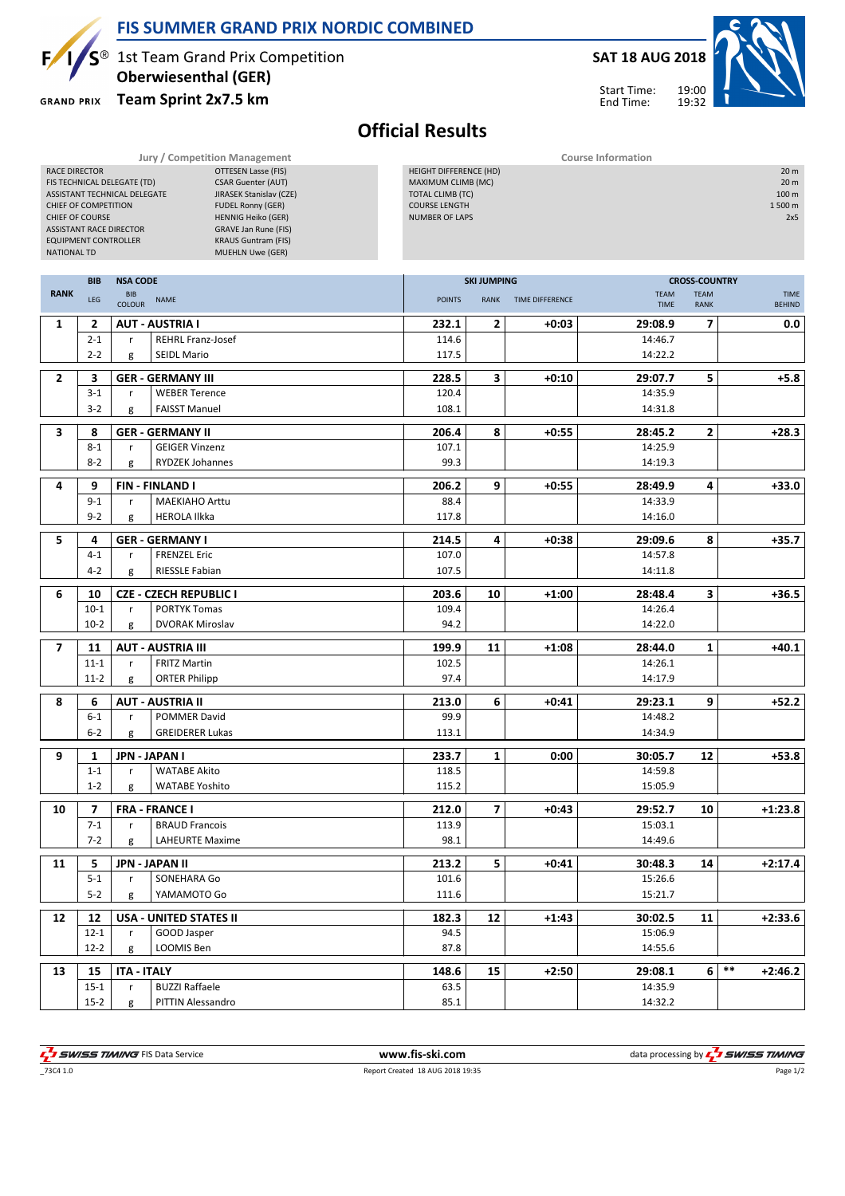# FIS SUMMER GRAND PRIX NORDIC COMBINED

1st Team Grand Prix Competition
**Oberwiesenthal (GER)**
**Team Sprint 2x7.5 km**

**SAT 18 AUG 2018**

Start Time: 19:00
End Time: 19:32

## Official Results

| Jury / Competition Management | |
|---|---|
| RACE DIRECTOR | OTTESEN Lasse (FIS) |
| FIS TECHNICAL DELEGATE (TD) | CSAR Guenter (AUT) |
| ASSISTANT TECHNICAL DELEGATE | JIRASEK Stanislav (CZE) |
| CHIEF OF COMPETITION | FUDEL Ronny (GER) |
| CHIEF OF COURSE | HENNIG Heiko (GER) |
| ASSISTANT RACE DIRECTOR | GRAVE Jan Rune (FIS) |
| EQUIPMENT CONTROLLER | KRAUS Guntram (FIS) |
| NATIONAL TD | MUEHLN Uwe (GER) |

| Course Information | |
|---|---|
| HEIGHT DIFFERENCE (HD) | 20 m |
| MAXIMUM CLIMB (MC) | 20 m |
| TOTAL CLIMB (TC) | 100 m |
| COURSE LENGTH | 1 500 m |
| NUMBER OF LAPS | 2x5 |

| RANK | BIB / LEG | BIB COLOUR | NSA CODE / NAME | SKI JUMPING POINTS | SKI JUMPING RANK | TIME DIFFERENCE | CROSS-COUNTRY TEAM TIME | TEAM RANK | TIME BEHIND |
|---|---|---|---|---|---|---|---|---|---|
| 1 | 2 | | AUT - AUSTRIA I | 232.1 | 2 | +0:03 | 29:08.9 | 7 | 0.0 |
| | 2-1 | r | REHRL Franz-Josef | 114.6 | | | 14:46.7 | | |
| | 2-2 | g | SEIDL Mario | 117.5 | | | 14:22.2 | | |
| 2 | 3 | | GER - GERMANY III | 228.5 | 3 | +0:10 | 29:07.7 | 5 | +5.8 |
| | 3-1 | r | WEBER Terence | 120.4 | | | 14:35.9 | | |
| | 3-2 | g | FAISST Manuel | 108.1 | | | 14:31.8 | | |
| 3 | 8 | | GER - GERMANY II | 206.4 | 8 | +0:55 | 28:45.2 | 2 | +28.3 |
| | 8-1 | r | GEIGER Vinzenz | 107.1 | | | 14:25.9 | | |
| | 8-2 | g | RYDZEK Johannes | 99.3 | | | 14:19.3 | | |
| 4 | 9 | | FIN - FINLAND I | 206.2 | 9 | +0:55 | 28:49.9 | 4 | +33.0 |
| | 9-1 | r | MAEKIAHO Arttu | 88.4 | | | 14:33.9 | | |
| | 9-2 | g | HEROLA Ilkka | 117.8 | | | 14:16.0 | | |
| 5 | 4 | | GER - GERMANY I | 214.5 | 4 | +0:38 | 29:09.6 | 8 | +35.7 |
| | 4-1 | r | FRENZEL Eric | 107.0 | | | 14:57.8 | | |
| | 4-2 | g | RIESSLE Fabian | 107.5 | | | 14:11.8 | | |
| 6 | 10 | | CZE - CZECH REPUBLIC I | 203.6 | 10 | +1:00 | 28:48.4 | 3 | +36.5 |
| | 10-1 | r | PORTYK Tomas | 109.4 | | | 14:26.4 | | |
| | 10-2 | g | DVORAK Miroslav | 94.2 | | | 14:22.0 | | |
| 7 | 11 | | AUT - AUSTRIA III | 199.9 | 11 | +1:08 | 28:44.0 | 1 | +40.1 |
| | 11-1 | r | FRITZ Martin | 102.5 | | | 14:26.1 | | |
| | 11-2 | g | ORTER Philipp | 97.4 | | | 14:17.9 | | |
| 8 | 6 | | AUT - AUSTRIA II | 213.0 | 6 | +0:41 | 29:23.1 | 9 | +52.2 |
| | 6-1 | r | POMMER David | 99.9 | | | 14:48.2 | | |
| | 6-2 | g | GREIDERER Lukas | 113.1 | | | 14:34.9 | | |
| 9 | 1 | | JPN - JAPAN I | 233.7 | 1 | 0:00 | 30:05.7 | 12 | +53.8 |
| | 1-1 | r | WATABE Akito | 118.5 | | | 14:59.8 | | |
| | 1-2 | g | WATABE Yoshito | 115.2 | | | 15:05.9 | | |
| 10 | 7 | | FRA - FRANCE I | 212.0 | 7 | +0:43 | 29:52.7 | 10 | +1:23.8 |
| | 7-1 | r | BRAUD Francois | 113.9 | | | 15:03.1 | | |
| | 7-2 | g | LAHEURTE Maxime | 98.1 | | | 14:49.6 | | |
| 11 | 5 | | JPN - JAPAN II | 213.2 | 5 | +0:41 | 30:48.3 | 14 | +2:17.4 |
| | 5-1 | r | SONEHARA Go | 101.6 | | | 15:26.6 | | |
| | 5-2 | g | YAMAMOTO Go | 111.6 | | | 15:21.7 | | |
| 12 | 12 | | USA - UNITED STATES II | 182.3 | 12 | +1:43 | 30:02.5 | 11 | +2:33.6 |
| | 12-1 | r | GOOD Jasper | 94.5 | | | 15:06.9 | | |
| | 12-2 | g | LOOMIS Ben | 87.8 | | | 14:55.6 | | |
| 13 | 15 | | ITA - ITALY | 148.6 | 15 | +2:50 | 29:08.1 | 6 | ** +2:46.2 |
| | 15-1 | r | BUZZI Raffaele | 63.5 | | | 14:35.9 | | |
| | 15-2 | g | PITTIN Alessandro | 85.1 | | | 14:32.2 | | |

SWISS TIMING FIS Data Service — www.fis-ski.com — data processing by SWISS TIMING

_73C4 1.0 — Report Created 18 AUG 2018 19:35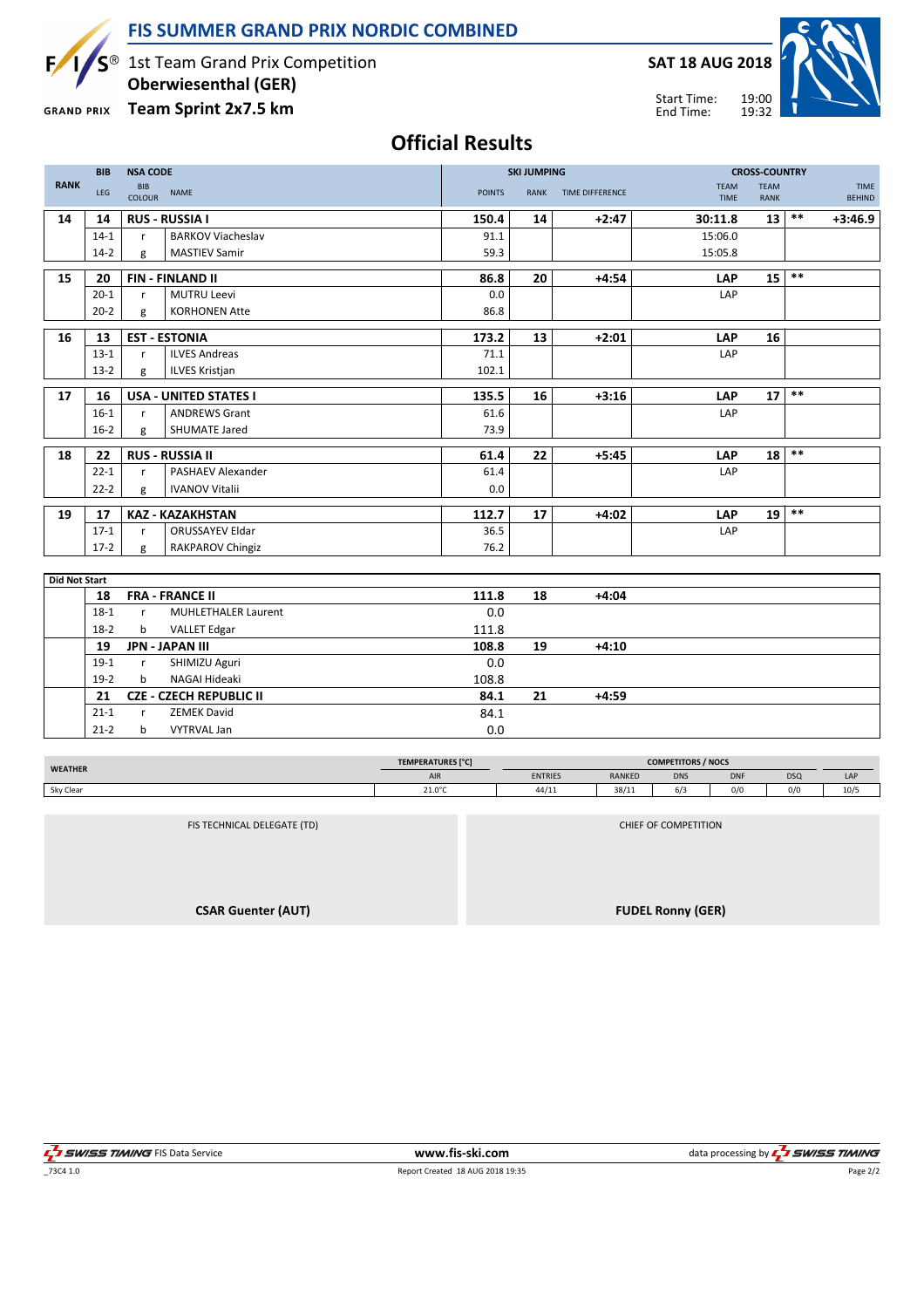# FIS SUMMER GRAND PRIX NORDIC COMBINED

1st Team Grand Prix Competition
**Oberwiesenthal (GER)**
**Team Sprint 2x7.5 km**

**SAT 18 AUG 2018**

Start Time: 19:00
End Time: 19:32

## Official Results

| RANK | BIB / LEG | BIB COLOUR | NSA CODE / NAME | SKI JUMPING POINTS | SKI JUMPING RANK | TIME DIFFERENCE | CROSS-COUNTRY TEAM TIME | TEAM RANK | | TIME BEHIND |
|---|---|---|---|---|---|---|---|---|---|---|
| 14 | 14 | | RUS - RUSSIA I | 150.4 | 14 | +2:47 | 30:11.8 | 13 | ** | +3:46.9 |
| | 14-1 | r | BARKOV Viacheslav | 91.1 | | | 15:06.0 | | | |
| | 14-2 | g | MASTIEV Samir | 59.3 | | | 15:05.8 | | | |
| 15 | 20 | | FIN - FINLAND II | 86.8 | 20 | +4:54 | LAP | 15 | ** | |
| | 20-1 | r | MUTRU Leevi | 0.0 | | | LAP | | | |
| | 20-2 | g | KORHONEN Atte | 86.8 | | | | | | |
| 16 | 13 | | EST - ESTONIA | 173.2 | 13 | +2:01 | LAP | 16 | | |
| | 13-1 | r | ILVES Andreas | 71.1 | | | LAP | | | |
| | 13-2 | g | ILVES Kristjan | 102.1 | | | | | | |
| 17 | 16 | | USA - UNITED STATES I | 135.5 | 16 | +3:16 | LAP | 17 | ** | |
| | 16-1 | r | ANDREWS Grant | 61.6 | | | LAP | | | |
| | 16-2 | g | SHUMATE Jared | 73.9 | | | | | | |
| 18 | 22 | | RUS - RUSSIA II | 61.4 | 22 | +5:45 | LAP | 18 | ** | |
| | 22-1 | r | PASHAEV Alexander | 61.4 | | | LAP | | | |
| | 22-2 | g | IVANOV Vitalii | 0.0 | | | | | | |
| 19 | 17 | | KAZ - KAZAKHSTAN | 112.7 | 17 | +4:02 | LAP | 19 | ** | |
| | 17-1 | r | ORUSSAYEV Eldar | 36.5 | | | LAP | | | |
| | 17-2 | g | RAKPAROV Chingiz | 76.2 | | | | | | |

**Did Not Start**

| | BIB / LEG | BIB COLOUR | NSA CODE / NAME | POINTS | RANK | TIME DIFFERENCE |
|---|---|---|---|---|---|---|
| | 18 | | FRA - FRANCE II | 111.8 | 18 | +4:04 |
| | 18-1 | r | MUHLETHALER Laurent | 0.0 | | |
| | 18-2 | b | VALLET Edgar | 111.8 | | |
| | 19 | | JPN - JAPAN III | 108.8 | 19 | +4:10 |
| | 19-1 | r | SHIMIZU Aguri | 0.0 | | |
| | 19-2 | b | NAGAI Hideaki | 108.8 | | |
| | 21 | | CZE - CZECH REPUBLIC II | 84.1 | 21 | +4:59 |
| | 21-1 | r | ZEMEK David | 84.1 | | |
| | 21-2 | b | VYTRVAL Jan | 0.0 | | |

| WEATHER | TEMPERATURES [°C] AIR | ENTRIES | RANKED | DNS | DNF | DSQ | LAP |
|---|---|---|---|---|---|---|---|
| Sky Clear | 21.0°C | 44/11 | 38/11 | 6/3 | 0/0 | 0/0 | 10/5 |

FIS TECHNICAL DELEGATE (TD)
**CSAR Guenter (AUT)**

CHIEF OF COMPETITION
**FUDEL Ronny (GER)**

www.fis-ski.com

Report Created 18 AUG 2018 19:35